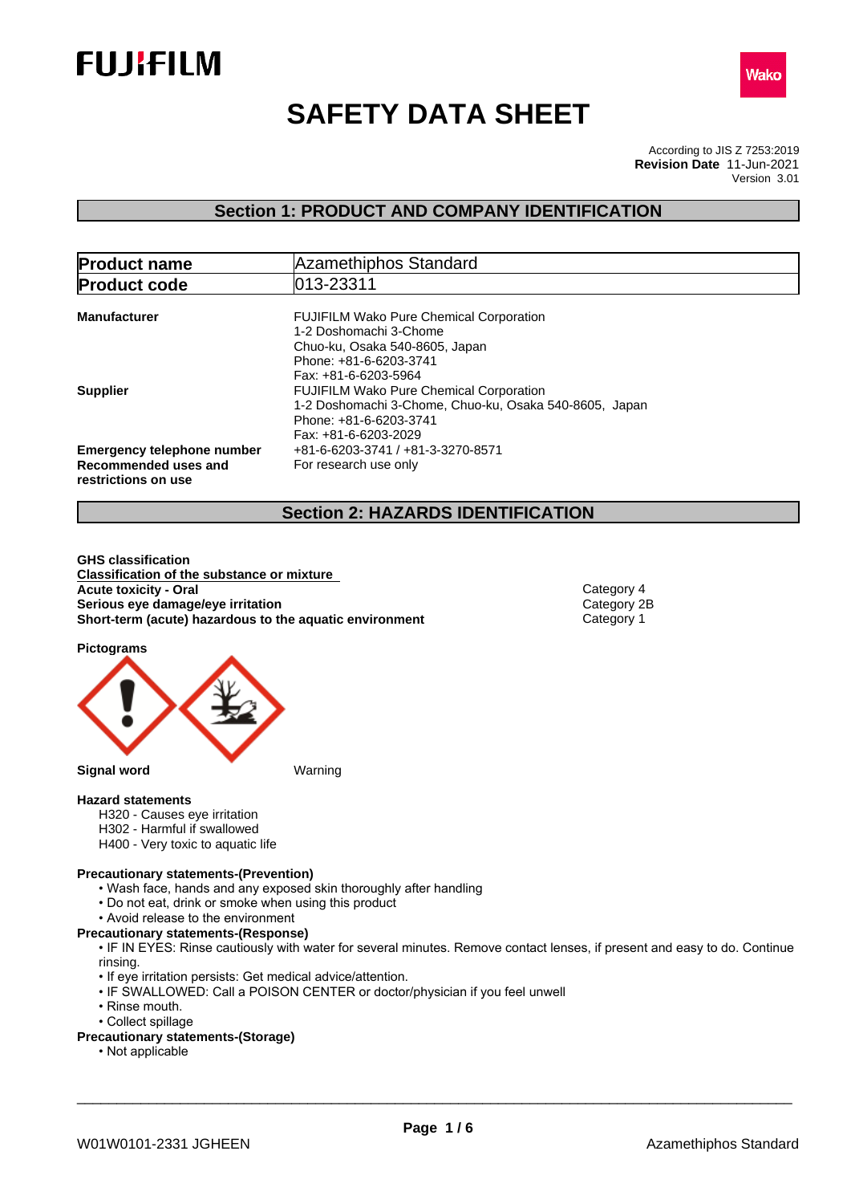# SAFETY DATA SHEET

According to JIS Z 7253:2019
**Revision Date** 11-Jun-2021
Version 3.01

## Section 1: PRODUCT AND COMPANY IDENTIFICATION

| **Product name** | Azamethiphos Standard |
|---|---|
| **Product code** | 013-23311 |

**Manufacturer**
FUJIFILM Wako Pure Chemical Corporation
1-2 Doshomachi 3-Chome
Chuo-ku, Osaka 540-8605, Japan
Phone: +81-6-6203-3741
Fax: +81-6-6203-5964

**Supplier**
FUJIFILM Wako Pure Chemical Corporation
1-2 Doshomachi 3-Chome, Chuo-ku, Osaka 540-8605, Japan
Phone: +81-6-6203-3741
Fax: +81-6-6203-2029

**Emergency telephone number** +81-6-6203-3741 / +81-3-3270-8571

**Recommended uses and restrictions on use** For research use only

## Section 2: HAZARDS IDENTIFICATION

**GHS classification**

**Classification of the substance or mixture**

| | |
|---|---|
| **Acute toxicity - Oral** | Category 4 |
| **Serious eye damage/eye irritation** | Category 2B |
| **Short-term (acute) hazardous to the aquatic environment** | Category 1 |

**Pictograms**

**Signal word** Warning

**Hazard statements**

H320 - Causes eye irritation
H302 - Harmful if swallowed
H400 - Very toxic to aquatic life

**Precautionary statements-(Prevention)**

- Wash face, hands and any exposed skin thoroughly after handling
- Do not eat, drink or smoke when using this product
- Avoid release to the environment

**Precautionary statements-(Response)**

- IF IN EYES: Rinse cautiously with water for several minutes. Remove contact lenses, if present and easy to do. Continue rinsing.
- If eye irritation persists: Get medical advice/attention.
- IF SWALLOWED: Call a POISON CENTER or doctor/physician if you feel unwell
- Rinse mouth.
- Collect spillage

**Precautionary statements-(Storage)**

- Not applicable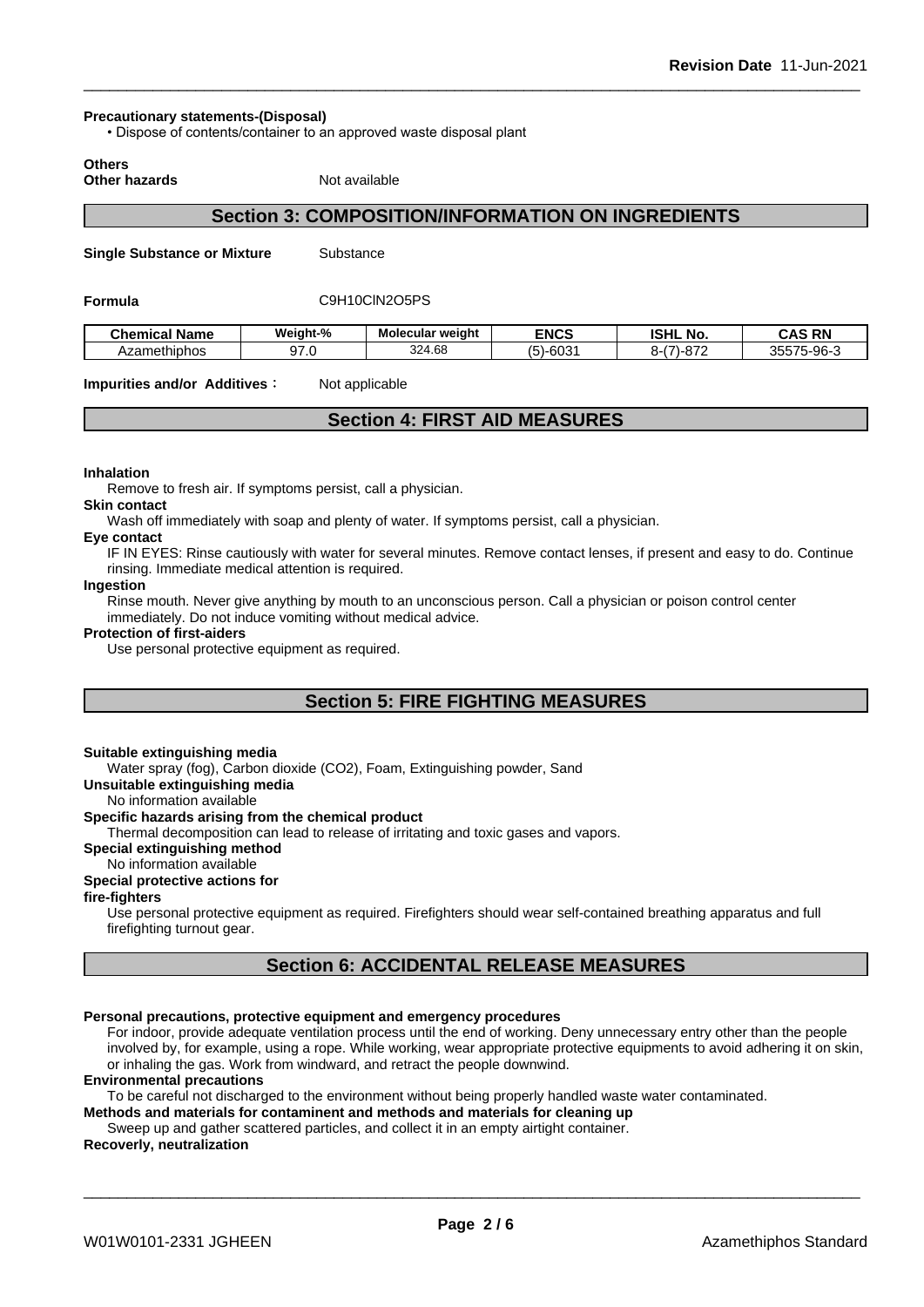**Precautionary statements-(Disposal)**

- Dispose of contents/container to an approved waste disposal plant

**Others**

**Other hazards** Not available

## Section 3: COMPOSITION/INFORMATION ON INGREDIENTS

**Single Substance or Mixture** Substance

**Formula** C9H10ClN2O5PS

| Chemical Name | Weight-% | Molecular weight | ENCS | ISHL No. | CAS RN |
|---|---|---|---|---|---|
| Azamethiphos | 97.0 | 324.68 | (5)-6031 | 8-(7)-872 | 35575-96-3 |

**Impurities and/or Additives：** Not applicable

## Section 4: FIRST AID MEASURES

**Inhalation**

Remove to fresh air. If symptoms persist, call a physician.

**Skin contact**

Wash off immediately with soap and plenty of water. If symptoms persist, call a physician.

**Eye contact**

IF IN EYES: Rinse cautiously with water for several minutes. Remove contact lenses, if present and easy to do. Continue rinsing. Immediate medical attention is required.

**Ingestion**

Rinse mouth. Never give anything by mouth to an unconscious person. Call a physician or poison control center immediately. Do not induce vomiting without medical advice.

**Protection of first-aiders**

Use personal protective equipment as required.

## Section 5: FIRE FIGHTING MEASURES

**Suitable extinguishing media**

Water spray (fog), Carbon dioxide (CO2), Foam, Extinguishing powder, Sand

**Unsuitable extinguishing media**

No information available

**Specific hazards arising from the chemical product**

Thermal decomposition can lead to release of irritating and toxic gases and vapors.

**Special extinguishing method**

No information available

**Special protective actions for fire-fighters**

Use personal protective equipment as required. Firefighters should wear self-contained breathing apparatus and full firefighting turnout gear.

## Section 6: ACCIDENTAL RELEASE MEASURES

**Personal precautions, protective equipment and emergency procedures**

For indoor, provide adequate ventilation process until the end of working. Deny unnecessary entry other than the people involved by, for example, using a rope. While working, wear appropriate protective equipments to avoid adhering it on skin, or inhaling the gas. Work from windward, and retract the people downwind.

**Environmental precautions**

To be careful not discharged to the environment without being properly handled waste water contaminated.

**Methods and materials for contaminent and methods and materials for cleaning up**

Sweep up and gather scattered particles, and collect it in an empty airtight container.

**Recoverly, neutralization**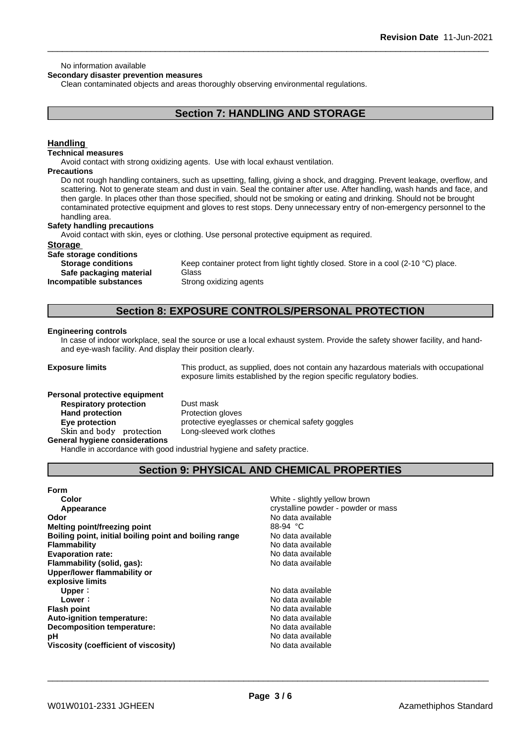No information available

**Secondary disaster prevention measures**

Clean contaminated objects and areas thoroughly observing environmental regulations.

## Section 7: HANDLING AND STORAGE

### Handling

**Technical measures**

Avoid contact with strong oxidizing agents. Use with local exhaust ventilation.

**Precautions**

Do not rough handling containers, such as upsetting, falling, giving a shock, and dragging. Prevent leakage, overflow, and scattering. Not to generate steam and dust in vain. Seal the container after use. After handling, wash hands and face, and then gargle. In places other than those specified, should not be smoking or eating and drinking. Should not be brought contaminated protective equipment and gloves to rest stops. Deny unnecessary entry of non-emergency personnel to the handling area.

**Safety handling precautions**

Avoid contact with skin, eyes or clothing. Use personal protective equipment as required.

### Storage

**Safe storage conditions**

**Storage conditions** Keep container protect from light tightly closed. Store in a cool (2-10 °C) place.

**Safe packaging material** Glass

**Incompatible substances** Strong oxidizing agents

## Section 8: EXPOSURE CONTROLS/PERSONAL PROTECTION

**Engineering controls**

In case of indoor workplace, seal the source or use a local exhaust system. Provide the safety shower facility, and hand- and eye-wash facility. And display their position clearly.

**Exposure limits** This product, as supplied, does not contain any hazardous materials with occupational exposure limits established by the region specific regulatory bodies.

**Personal protective equipment**

**Respiratory protection** Dust mask

**Hand protection** Protection gloves

**Eye protection** protective eyeglasses or chemical safety goggles

**Skin and body protection** Long-sleeved work clothes

**General hygiene considerations**

Handle in accordance with good industrial hygiene and safety practice.

## Section 9: PHYSICAL AND CHEMICAL PROPERTIES

**Form**

| Property | Value |
|---|---|
| **Color** | White - slightly yellow brown |
| **Appearance** | crystalline powder - powder or mass |
| **Odor** | No data available |
| **Melting point/freezing point** | 88-94 °C |
| **Boiling point, initial boiling point and boiling range** | No data available |
| **Flammability** | No data available |
| **Evaporation rate:** | No data available |
| **Flammability (solid, gas):** | No data available |
| **Upper/lower flammability or explosive limits** | |
| **Upper：** | No data available |
| **Lower：** | No data available |
| **Flash point** | No data available |
| **Auto-ignition temperature:** | No data available |
| **Decomposition temperature:** | No data available |
| **pH** | No data available |
| **Viscosity (coefficient of viscosity)** | No data available |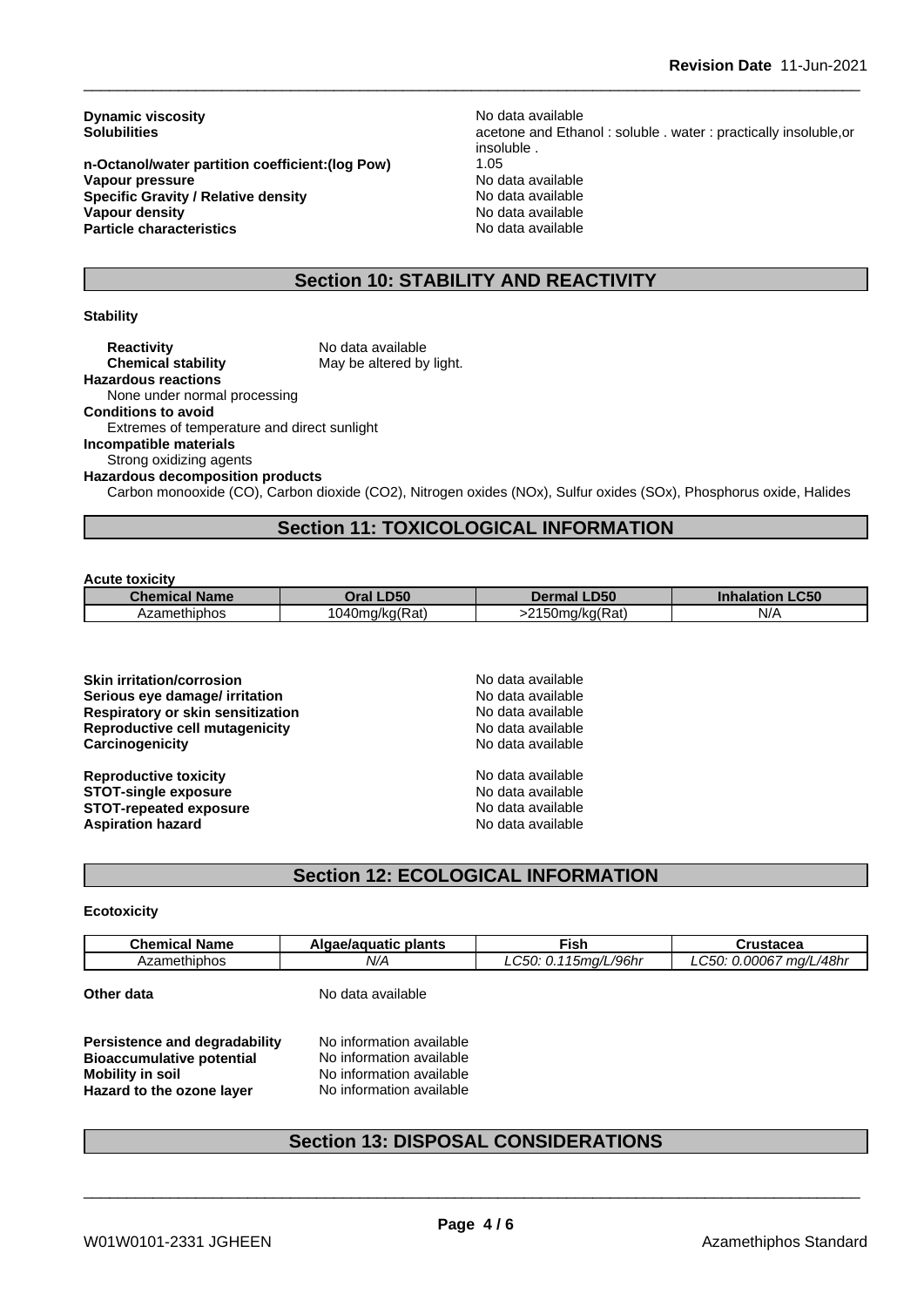| | |
|---|---|
| **Dynamic viscosity** | No data available |
| **Solubilities** | acetone and Ethanol : soluble . water : practically insoluble,or insoluble . |
| **n-Octanol/water partition coefficient:(log Pow)** | 1.05 |
| **Vapour pressure** | No data available |
| **Specific Gravity / Relative density** | No data available |
| **Vapour density** | No data available |
| **Particle characteristics** | No data available |

## Section 10: STABILITY AND REACTIVITY

**Stability**

**Reactivity** No data available
**Chemical stability** May be altered by light.

**Hazardous reactions**
None under normal processing

**Conditions to avoid**
Extremes of temperature and direct sunlight

**Incompatible materials**
Strong oxidizing agents

**Hazardous decomposition products**
Carbon monooxide (CO), Carbon dioxide ($CO_2$), Nitrogen oxides ($NO_x$), Sulfur oxides ($SO_x$), Phosphorus oxide, Halides

## Section 11: TOXICOLOGICAL INFORMATION

**Acute toxicity**

| Chemical Name | Oral LD50 | Dermal LD50 | Inhalation LC50 |
|---|---|---|---|
| Azamethiphos | 1040mg/kg(Rat) | >2150mg/kg(Rat) | N/A |

| | |
|---|---|
| **Skin irritation/corrosion** | No data available |
| **Serious eye damage/ irritation** | No data available |
| **Respiratory or skin sensitization** | No data available |
| **Reproductive cell mutagenicity** | No data available |
| **Carcinogenicity** | No data available |
| **Reproductive toxicity** | No data available |
| **STOT-single exposure** | No data available |
| **STOT-repeated exposure** | No data available |
| **Aspiration hazard** | No data available |

## Section 12: ECOLOGICAL INFORMATION

**Ecotoxicity**

| Chemical Name | Algae/aquatic plants | Fish | Crustacea |
|---|---|---|---|
| Azamethiphos | *N/A* | *LC50: 0.115mg/L/96hr* | *LC50: 0.00067 mg/L/48hr* |

**Other data** No data available

| | |
|---|---|
| **Persistence and degradability** | No information available |
| **Bioaccumulative potential** | No information available |
| **Mobility in soil** | No information available |
| **Hazard to the ozone layer** | No information available |

## Section 13: DISPOSAL CONSIDERATIONS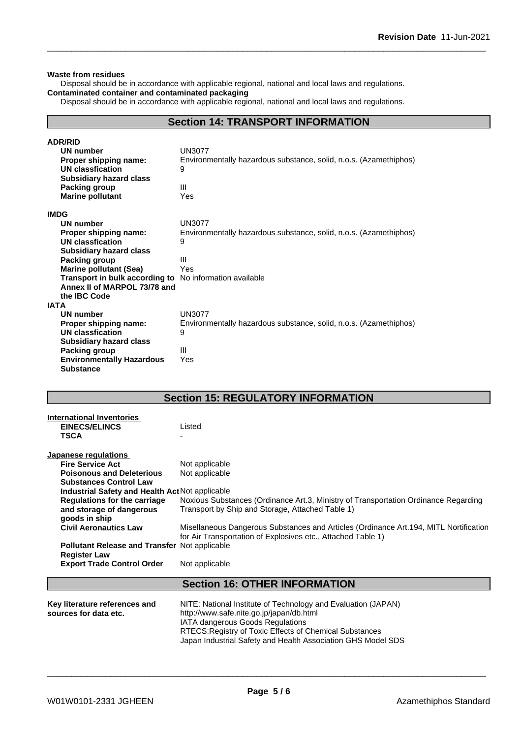**Waste from residues**

Disposal should be in accordance with applicable regional, national and local laws and regulations.

**Contaminated container and contaminated packaging**

Disposal should be in accordance with applicable regional, national and local laws and regulations.

## Section 14: TRANSPORT INFORMATION

**ADR/RID**

| | |
|---|---|
| **UN number** | UN3077 |
| **Proper shipping name:** | Environmentally hazardous substance, solid, n.o.s. (Azamethiphos) |
| **UN classfication** | 9 |
| **Subsidiary hazard class** | |
| **Packing group** | III |
| **Marine pollutant** | Yes |

**IMDG**

| | |
|---|---|
| **UN number** | UN3077 |
| **Proper shipping name:** | Environmentally hazardous substance, solid, n.o.s. (Azamethiphos) |
| **UN classfication** | 9 |
| **Subsidiary hazard class** | |
| **Packing group** | III |
| **Marine pollutant (Sea)** | Yes |
| **Transport in bulk according to Annex II of MARPOL 73/78 and the IBC Code** | No information available |

**IATA**

| | |
|---|---|
| **UN number** | UN3077 |
| **Proper shipping name:** | Environmentally hazardous substance, solid, n.o.s. (Azamethiphos) |
| **UN classfication** | 9 |
| **Subsidiary hazard class** | |
| **Packing group** | III |
| **Environmentally Hazardous Substance** | Yes |

## Section 15: REGULATORY INFORMATION

**International Inventories**

| | |
|---|---|
| **EINECS/ELINCS** | Listed |
| **TSCA** | - |

**Japanese regulations**

| | |
|---|---|
| **Fire Service Act** | Not applicable |
| **Poisonous and Deleterious Substances Control Law** | Not applicable |
| **Industrial Safety and Health Act** | Not applicable |
| **Regulations for the carriage and storage of dangerous goods in ship** | Noxious Substances (Ordinance Art.3, Ministry of Transportation Ordinance Regarding Transport by Ship and Storage, Attached Table 1) |
| **Civil Aeronautics Law** | Misellaneous Dangerous Substances and Articles (Ordinance Art.194, MITL Nortification for Air Transportation of Explosives etc., Attached Table 1) |
| **Pollutant Release and Transfer Register Law** | Not applicable |
| **Export Trade Control Order** | Not applicable |

## Section 16: OTHER INFORMATION

| | |
|---|---|
| **Key literature references and sources for data etc.** | NITE: National Institute of Technology and Evaluation (JAPAN)<br>http://www.safe.nite.go.jp/japan/db.html<br>IATA dangerous Goods Regulations<br>RTECS:Registry of Toxic Effects of Chemical Substances<br>Japan Industrial Safety and Health Association GHS Model SDS |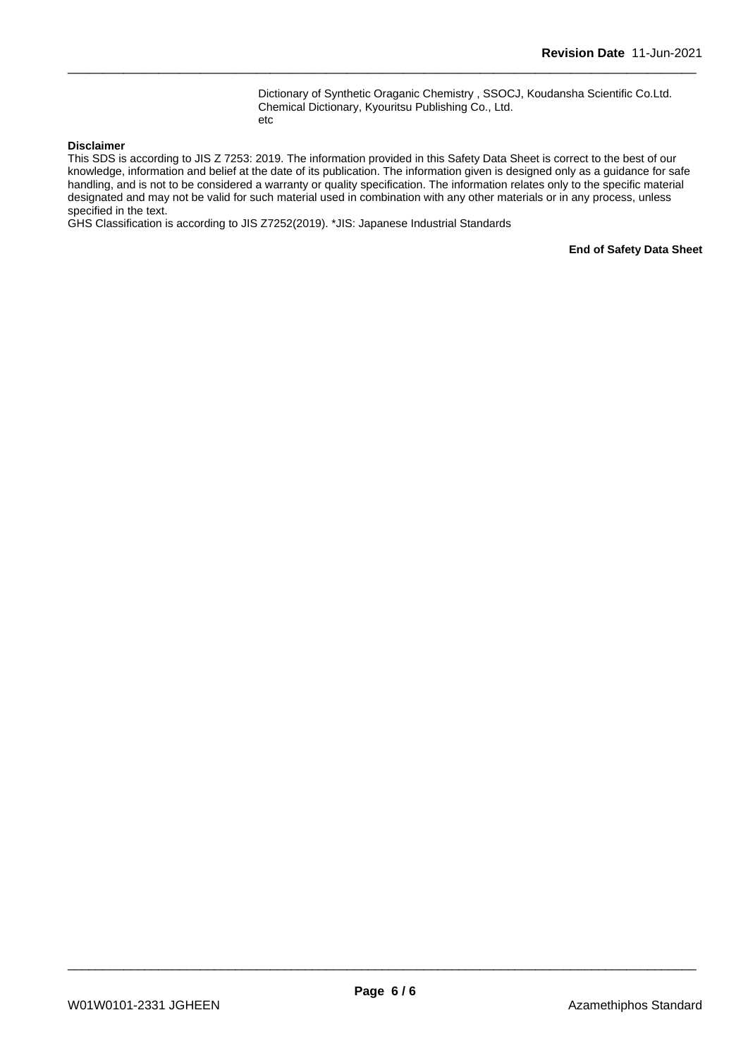Dictionary of Synthetic Oraganic Chemistry , SSOCJ, Koudansha Scientific Co.Ltd.
Chemical Dictionary, Kyouritsu Publishing Co., Ltd.
etc

**Disclaimer**

This SDS is according to JIS Z 7253: 2019. The information provided in this Safety Data Sheet is correct to the best of our knowledge, information and belief at the date of its publication. The information given is designed only as a guidance for safe handling, and is not to be considered a warranty or quality specification. The information relates only to the specific material designated and may not be valid for such material used in combination with any other materials or in any process, unless specified in the text.

GHS Classification is according to JIS Z7252(2019). *JIS: Japanese Industrial Standards

**End of Safety Data Sheet**